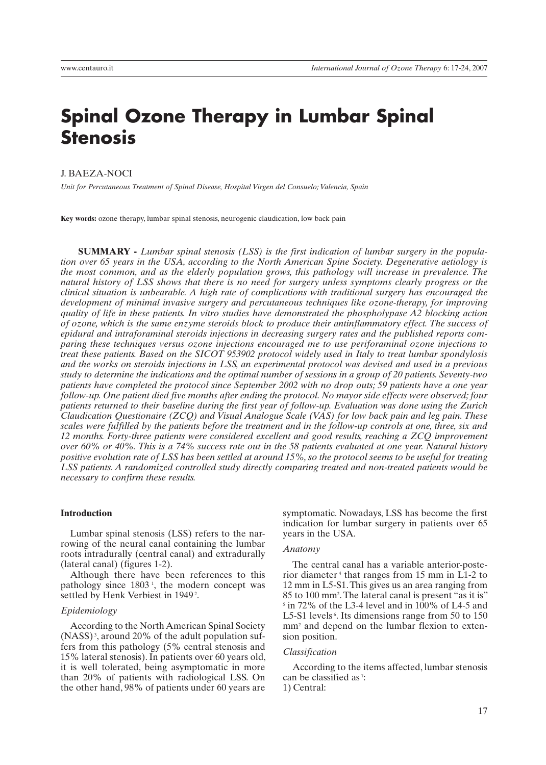# Spinal Ozone Therapy in Lumbar Spinal Stenosis

J. BAEZA-NOCI

*Unit for Percutaneous Treatment of Spinal Disease, Hospital Virgen del Consuelo; Valencia, Spain*

**Key words:** ozone therapy, lumbar spinal stenosis, neurogenic claudication, low back pain

**SUMMARY -** *Lumbar spinal stenosis (LSS) is the first indication of lumbar surgery in the population over 65 years in the USA, according to the North American Spine Society. Degenerative aetiology is the most common, and as the elderly population grows, this pathology will increase in prevalence. The natural history of LSS shows that there is no need for surgery unless symptoms clearly progress or the clinical situation is unbearable. A high rate of complications with traditional surgery has encouraged the development of minimal invasive surgery and percutaneous techniques like ozone-therapy, for improving quality of life in these patients. In vitro studies have demonstrated the phospholypase A2 blocking action of ozone, which is the same enzyme steroids block to produce their antinflammatory effect. The success of epidural and intraforaminal steroids injections in decreasing surgery rates and the published reports comparing these techniques versus ozone injections encouraged me to use periforaminal ozone injections to treat these patients. Based on the SICOT 953902 protocol widely used in Italy to treat lumbar spondylosis and the works on steroids injections in LSS, an experimental protocol was devised and used in a previous study to determine the indications and the optimal number of sessions in a group of 20 patients. Seventy-two patients have completed the protocol since September 2002 with no drop outs; 59 patients have a one year follow-up. One patient died five months after ending the protocol. No mayor side effects were observed; four patients returned to their baseline during the first year of follow-up. Evaluation was done using the Zurich Claudication Questionaire (ZCQ) and Visual Analogue Scale (VAS) for low back pain and leg pain. These scales were fulfilled by the patients before the treatment and in the follow-up controls at one, three, six and 12 months. Forty-three patients were considered excellent and good results, reaching a ZCQ improvement over 60% or 40%. This is a 74% success rate out in the 58 patients evaluated at one year. Natural history positive evolution rate of LSS has been settled at around 15%, so the protocol seems to be useful for treating LSS patients. A randomized controlled study directly comparing treated and non-treated patients would be necessary to confirm these results.*

## Introduction

Lumbar spinal stenosis (LSS) refers to the narrowing of the neural canal containing the lumbar roots intradurally (central canal) and extradurally (lateral canal) (figures 1-2).

Although there have been references to this pathology since 1803 [1], the modern concept was settled by Henk Verbiest in 1949 [2].

### *Epidemiology*

According to the North American Spinal Society (NASS) [3], around 20% of the adult population suffers from this pathology (5% central stenosis and 15% lateral stenosis). In patients over 60 years old, it is well tolerated, being asymptomatic in more than 20% of patients with radiological LSS. On the other hand, 98% of patients under 60 years are symptomatic. Nowadays, LSS has become the first indication for lumbar surgery in patients over 65 years in the USA.

### *Anatomy*

The central canal has a variable anterior-posterior diameter [4] that ranges from 15 mm in L1-2 to 12 mm in L5-S1. This gives us an area ranging from 85 to 100 mm$^2$. The lateral canal is present "as it is" [5] in 72% of the L3-4 level and in 100% of L4-5 and L5-S1 levels [6]. Its dimensions range from 50 to 150 mm$^2$ and depend on the lumbar flexion to extension position.

### *Classification*

According to the items affected, lumbar stenosis can be classified as [7]:

1) Central: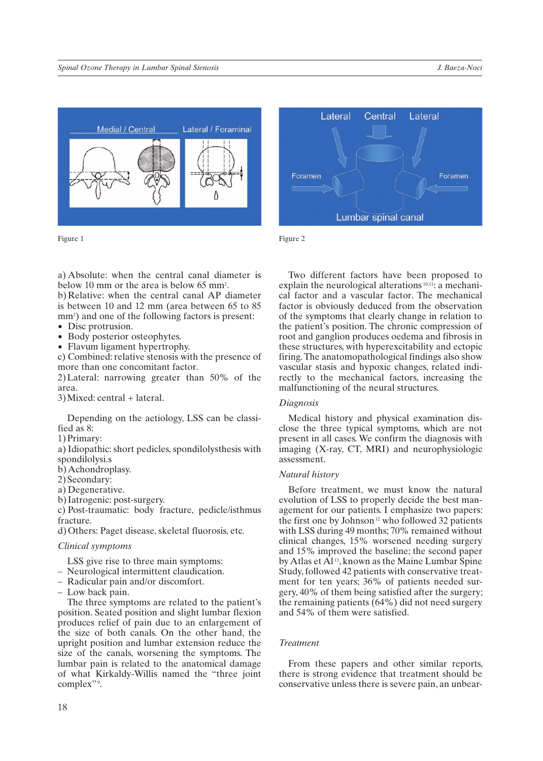Figure 1

Figure 2

a) Absolute: when the central canal diameter is below 10 mm or the area is below 65 mm².
b) Relative: when the central canal AP diameter is between 10 and 12 mm (area between 65 to 85 mm²) and one of the following factors is present:

- Disc protrusion.
- Body posterior osteophytes.
- Flavum ligament hypertrophy.

c) Combined: relative stenosis with the presence of more than one concomitant factor.
2) Lateral: narrowing greater than 50% of the area.
3) Mixed: central + lateral.

Depending on the aetiology, LSS can be classified as [8]:
1) Primary:
a) Idiopathic: short pedicles, spondilolysthesis with spondilolysi.s
b) Achondroplasy.
2) Secondary:
a) Degenerative.
b) Iatrogenic: post-surgery.
c) Post-traumatic: body fracture, pedicle/isthmus fracture.
d) Others: Paget disease, skeletal fluorosis, etc.

*Clinical symptoms*

LSS give rise to three main symptoms:
– Neurological intermittent claudication.
– Radicular pain and/or discomfort.
– Low back pain.

The three symptoms are related to the patient's position. Seated position and slight lumbar flexion produces relief of pain due to an enlargement of the size of both canals. On the other hand, the upright position and lumbar extension reduce the size of the canals, worsening the symptoms. The lumbar pain is related to the anatomical damage of what Kirkaldy-Willis named the "three joint complex"[9].

Two different factors have been proposed to explain the neurological alterations [10,11]: a mechanical factor and a vascular factor. The mechanical factor is obviously deduced from the observation of the symptoms that clearly change in relation to the patient's position. The chronic compression of root and ganglion produces oedema and fibrosis in these structures, with hyperexcitability and ectopic firing. The anatomopathological findings also show vascular stasis and hypoxic changes, related indirectly to the mechanical factors, increasing the malfunctioning of the neural structures.

*Diagnosis*

Medical history and physical examination disclose the three typical symptoms, which are not present in all cases. We confirm the diagnosis with imaging (X-ray, CT, MRI) and neurophysiologic assessment.

*Natural history*

Before treatment, we must know the natural evolution of LSS to properly decide the best management for our patients. I emphasize two papers: the first one by Johnson [12] who followed 32 patients with LSS during 49 months; 70% remained without clinical changes, 15% worsened needing surgery and 15% improved the baseline; the second paper by Atlas et Al [13], known as the Maine Lumbar Spine Study, followed 42 patients with conservative treatment for ten years; 36% of patients needed surgery, 40% of them being satisfied after the surgery; the remaining patients (64%) did not need surgery and 54% of them were satisfied.

*Treatment*

From these papers and other similar reports, there is strong evidence that treatment should be conservative unless there is severe pain, an unbear-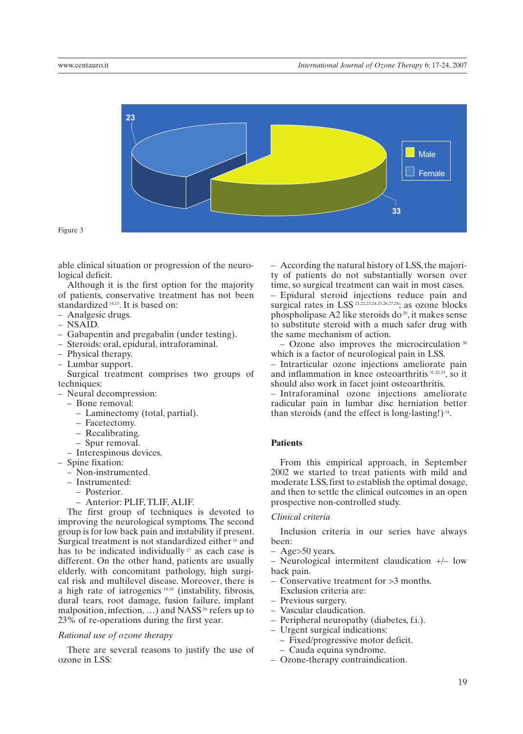Figure 3

able clinical situation or progression of the neurological deficit.

Although it is the first option for the majority of patients, conservative treatment has not been standardized [14,15]. It is based on:

- Analgesic drugs.
- NSAID.
- Gabapentin and pregabalin (under testing).
- Steroids: oral, epidural, intraforaminal.
- Physical therapy.
- Lumbar support.

Surgical treatment comprises two groups of techniques:

- Neural decompression:
  - Bone removal:
    - Laminectomy (total, partial).
    - Facetectomy.
    - Recalibrating.
    - Spur removal.
  - Interespinous devices.
- Spine fixation:
  - Non-instrumented.
  - Instrumented:
    - Posterior.
    - Anterior: PLIF, TLIF, ALIF.

The first group of techniques is devoted to improving the neurological symptoms. The second group is for low back pain and instability if present. Surgical treatment is not standardized either [16] and has to be indicated individually [17] as each case is different. On the other hand, patients are usually elderly, with concomitant pathology, high surgical risk and multilevel disease. Moreover, there is a high rate of iatrogenics [18,19] (instability, fibrosis, dural tears, root damage, fusion failure, implant malposition, infection, …) and NASS [20] refers up to 23% of re-operations during the first year.

*Rational use of ozone therapy*

There are several reasons to justify the use of ozone in LSS:

- According the natural history of LSS, the majority of patients do not substantially worsen over time, so surgical treatment can wait in most cases.
- Epidural steroid injections reduce pain and surgical rates in LSS [21,22,23,24,25,26,27,28]; as ozone blocks phospholipase A2 like steroids do [29], it makes sense to substitute steroid with a much safer drug with the same mechanism of action.
- Ozone also improves the microcirculation [30] which is a factor of neurological pain in LSS.
- Intrarticular ozone injections ameliorate pain and inflammation in knee osteoarthritis [31,32,33], so it should also work in facet joint osteoarthritis.
- Intraforaminal ozone injections ameliorate radicular pain in lumbar disc herniation better than steroids (and the effect is long-lasting!) [34].

## Patients

From this empirical approach, in September 2002 we started to treat patients with mild and moderate LSS, first to establish the optimal dosage, and then to settle the clinical outcomes in an open prospective non-controlled study.

*Clinical criteria*

Inclusion criteria in our series have always been:

- Age>50 years.
- Neurological intermitent claudication +/– low back pain.
- Conservative treatment for >3 months.

Exclusion criteria are:

- Previous surgery.
- Vascular claudication.
- Peripheral neuropathy (diabetes, f.i.).
- Urgent surgical indications:
  - Fixed/progressive motor deficit.
  - Cauda equina syndrome.
- Ozone-therapy contraindication.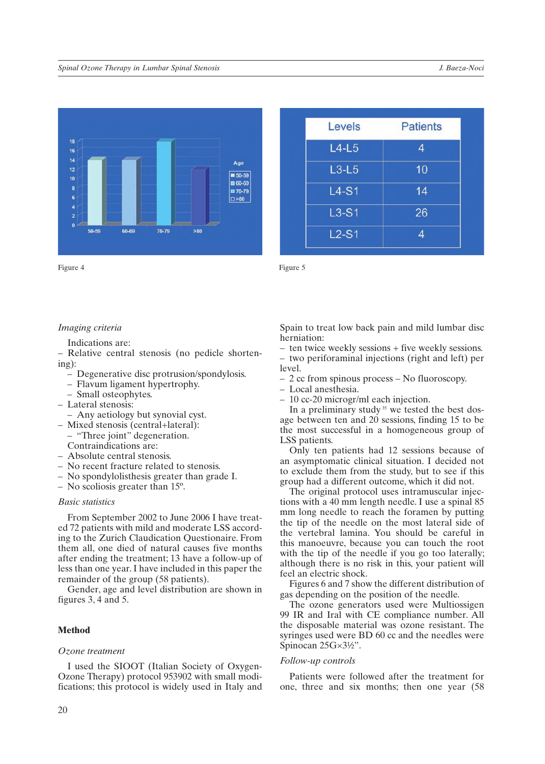Figure 4

| Levels | Patients |
|---|---|
| L4-L5 | 4 |
| L3-L5 | 10 |
| L4-S1 | 14 |
| L3-S1 | 26 |
| L2-S1 | 4 |

Figure 5

*Imaging criteria*

Indications are:
- Relative central stenosis (no pedicle shortening):
  - Degenerative disc protrusion/spondylosis.
  - Flavum ligament hypertrophy.
  - Small osteophytes.
- Lateral stenosis:
  - Any aetiology but synovial cyst.
- Mixed stenosis (central+lateral):
  - "Three joint" degeneration.

Contraindications are:
- Absolute central stenosis.
- No recent fracture related to stenosis.
- No spondylolisthesis greater than grade I.
- No scoliosis greater than 15º.

*Basic statistics*

From September 2002 to June 2006 I have treated 72 patients with mild and moderate LSS according to the Zurich Claudication Questionnaire. From them all, one died of natural causes five months after ending the treatment; 13 have a follow-up of less than one year. I have included in this paper the remainder of the group (58 patients).

Gender, age and level distribution are shown in figures 3, 4 and 5.

## Method

*Ozone treatment*

I used the SIOOT (Italian Society of Oxygen-Ozone Therapy) protocol 953902 with small modifications; this protocol is widely used in Italy and Spain to treat low back pain and mild lumbar disc herniation:
- ten twice weekly sessions + five weekly sessions.
- two periforaminal injections (right and left) per level.
- 2 cc from spinous process – No fluoroscopy.
- Local anesthesia.
- 10 cc-20 microgr/ml each injection.

In a preliminary study [35] we tested the best dosage between ten and 20 sessions, finding 15 to be the most successful in a homogeneous group of LSS patients.

Only ten patients had 12 sessions because of an asymptomatic clinical situation. I decided not to exclude them from the study, but to see if this group had a different outcome, which it did not.

The original protocol uses intramuscular injections with a 40 mm length needle. I use a spinal 85 mm long needle to reach the foramen by putting the tip of the needle on the most lateral side of the vertebral lamina. You should be careful in this manoeuvre, because you can touch the root with the tip of the needle if you go too laterally; although there is no risk in this, your patient will feel an electric shock.

Figures 6 and 7 show the different distribution of gas depending on the position of the needle.

The ozone generators used were Multiossigen 99 IR and Iral with CE compliance number. All the disposable material was ozone resistant. The syringes used were BD 60 cc and the needles were Spinocan 25G×3½".

*Follow-up controls*

Patients were followed after the treatment for one, three and six months; then one year (58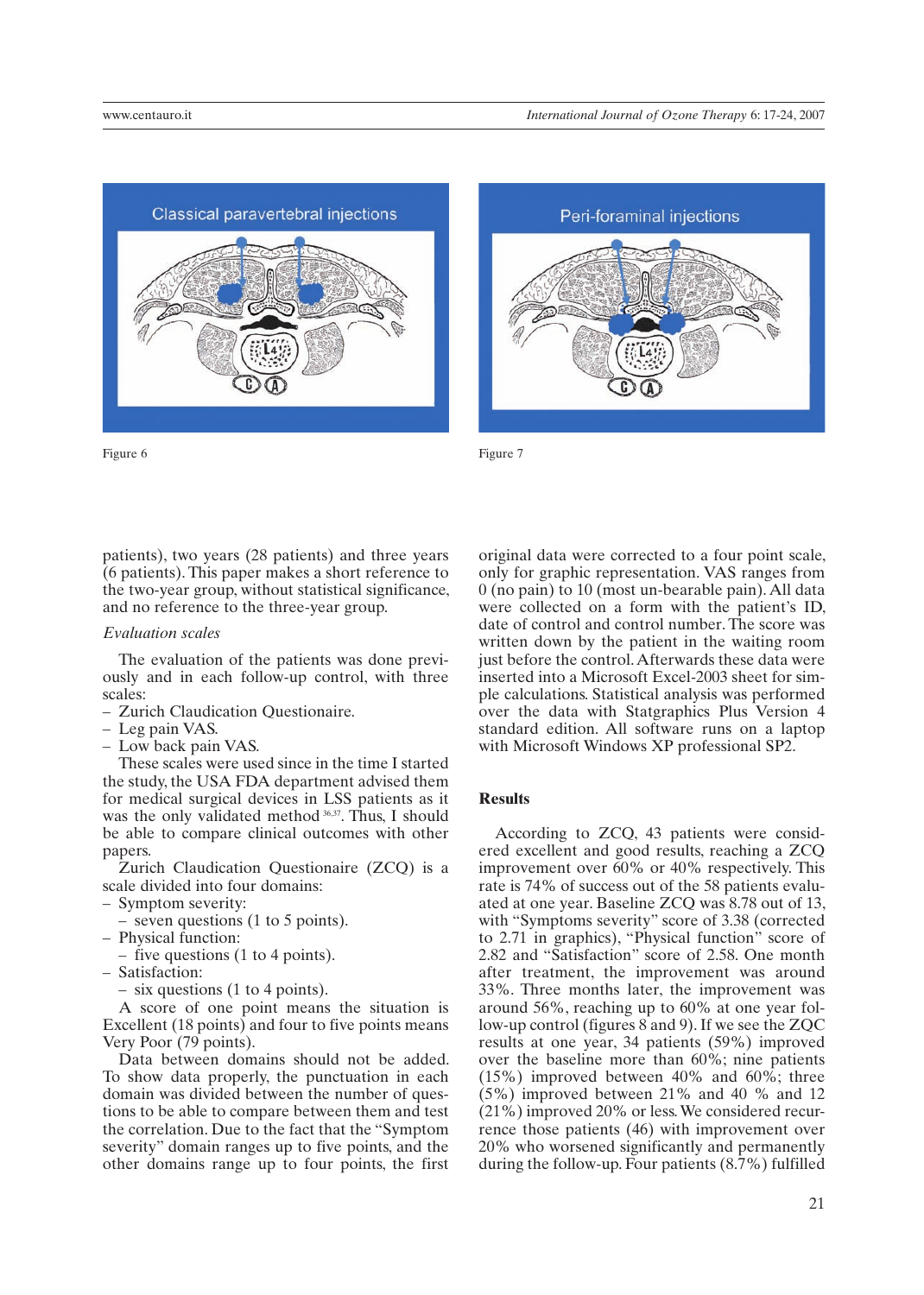Figure 6

Figure 7

patients), two years (28 patients) and three years (6 patients). This paper makes a short reference to the two-year group, without statistical significance, and no reference to the three-year group.

*Evaluation scales*

The evaluation of the patients was done previously and in each follow-up control, with three scales:
- Zurich Claudication Questionaire.
- Leg pain VAS.
- Low back pain VAS.

These scales were used since in the time I started the study, the USA FDA department advised them for medical surgical devices in LSS patients as it was the only validated method [36,37]. Thus, I should be able to compare clinical outcomes with other papers.

Zurich Claudication Questionaire (ZCQ) is a scale divided into four domains:
- Symptom severity:
  - seven questions (1 to 5 points).
- Physical function:
  - five questions (1 to 4 points).
- Satisfaction:
  - six questions (1 to 4 points).

A score of one point means the situation is Excellent (18 points) and four to five points means Very Poor (79 points).

Data between domains should not be added. To show data properly, the punctuation in each domain was divided between the number of questions to be able to compare between them and test the correlation. Due to the fact that the "Symptom severity" domain ranges up to five points, and the other domains range up to four points, the first original data were corrected to a four point scale, only for graphic representation. VAS ranges from 0 (no pain) to 10 (most un-bearable pain). All data were collected on a form with the patient's ID, date of control and control number. The score was written down by the patient in the waiting room just before the control. Afterwards these data were inserted into a Microsoft Excel-2003 sheet for simple calculations. Statistical analysis was performed over the data with Statgraphics Plus Version 4 standard edition. All software runs on a laptop with Microsoft Windows XP professional SP2.

## Results

According to ZCQ, 43 patients were considered excellent and good results, reaching a ZCQ improvement over 60% or 40% respectively. This rate is 74% of success out of the 58 patients evaluated at one year. Baseline ZCQ was 8.78 out of 13, with "Symptoms severity" score of 3.38 (corrected to 2.71 in graphics), "Physical function" score of 2.82 and "Satisfaction" score of 2.58. One month after treatment, the improvement was around 33%. Three months later, the improvement was around 56%, reaching up to 60% at one year follow-up control (figures 8 and 9). If we see the ZQC results at one year, 34 patients (59%) improved over the baseline more than 60%; nine patients (15%) improved between 40% and 60%; three (5%) improved between 21% and 40 % and 12 (21%) improved 20% or less. We considered recurrence those patients (46) with improvement over 20% who worsened significantly and permanently during the follow-up. Four patients (8.7%) fulfilled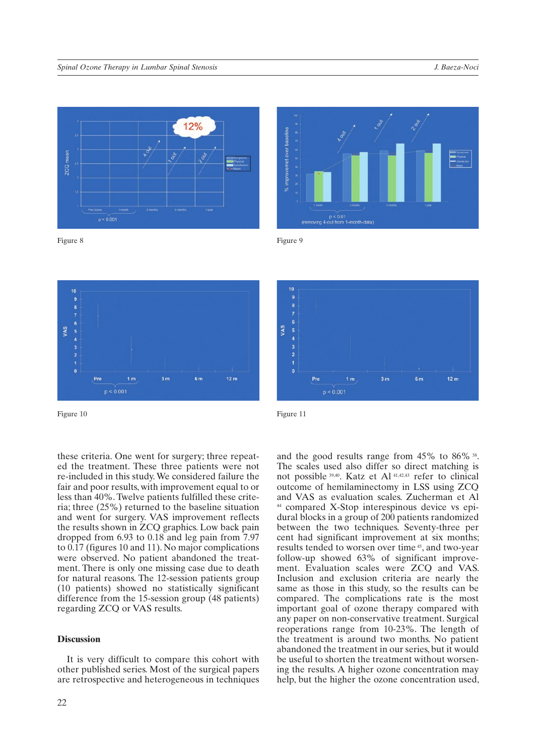Figure 8

Figure 9

Figure 10

Figure 11

these criteria. One went for surgery; three repeated the treatment. These three patients were not re-included in this study. We considered failure the fair and poor results, with improvement equal to or less than 40%. Twelve patients fulfilled these criteria; three (25%) returned to the baseline situation and went for surgery. VAS improvement reflects the results shown in ZCQ graphics. Low back pain dropped from 6.93 to 0.18 and leg pain from 7.97 to 0.17 (figures 10 and 11). No major complications were observed. No patient abandoned the treatment. There is only one missing case due to death for natural reasons. The 12-session patients group (10 patients) showed no statistically significant difference from the 15-session group (48 patients) regarding ZCQ or VAS results.

## Discussion

It is very difficult to compare this cohort with other published series. Most of the surgical papers are retrospective and heterogeneous in techniques and the good results range from 45% to 86% [38]. The scales used also differ so direct matching is not possible [39,40]. Katz et Al [41,42,43] refer to clinical outcome of hemilaminectomy in LSS using ZCQ and VAS as evaluation scales. Zucherman et Al [44] compared X-Stop interespinous device vs epidural blocks in a group of 200 patients randomized between the two techniques. Seventy-three per cent had significant improvement at six months; results tended to worsen over time [45], and two-year follow-up showed 63% of significant improvement. Evaluation scales were ZCQ and VAS. Inclusion and exclusion criteria are nearly the same as those in this study, so the results can be compared. The complications rate is the most important goal of ozone therapy compared with any paper on non-conservative treatment. Surgical reoperations range from 10-23%. The length of the treatment is around two months. No patient abandoned the treatment in our series, but it would be useful to shorten the treatment without worsening the results. A higher ozone concentration may help, but the higher the ozone concentration used,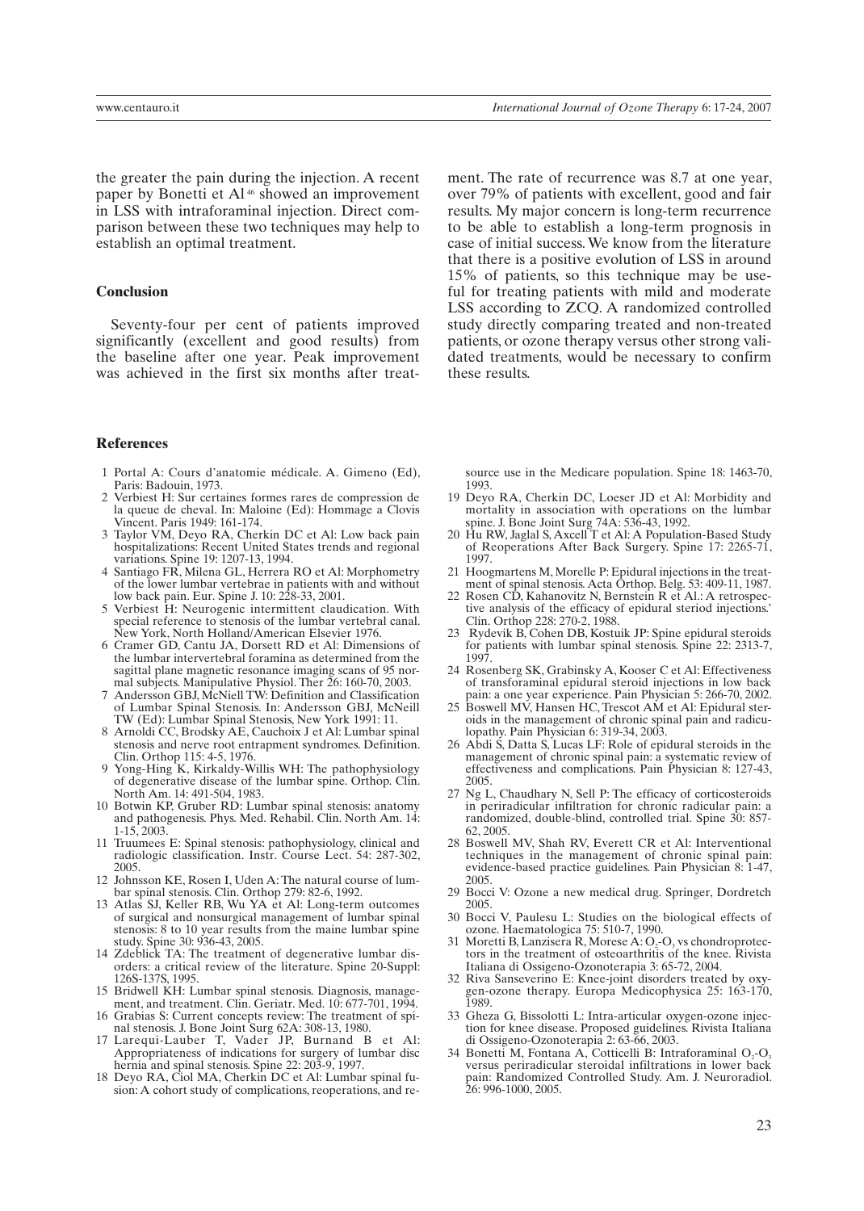the greater the pain during the injection. A recent paper by Bonetti et Al [46] showed an improvement in LSS with intraforaminal injection. Direct comparison between these two techniques may help to establish an optimal treatment.

## Conclusion

Seventy-four per cent of patients improved significantly (excellent and good results) from the baseline after one year. Peak improvement was achieved in the first six months after treatment. The rate of recurrence was 8.7 at one year, over 79% of patients with excellent, good and fair results. My major concern is long-term recurrence to be able to establish a long-term prognosis in case of initial success. We know from the literature that there is a positive evolution of LSS in around 15% of patients, so this technique may be useful for treating patients with mild and moderate LSS according to ZCQ. A randomized controlled study directly comparing treated and non-treated patients, or ozone therapy versus other strong validated treatments, would be necessary to confirm these results.

## References

1. Portal A: Cours d'anatomie médicale. A. Gimeno (Ed), Paris: Badouin, 1973.
2. Verbiest H: Sur certaines formes rares de compression de la queue de cheval. In: Maloine (Ed): Hommage a Clovis Vincent. Paris 1949: 161-174.
3. Taylor VM, Deyo RA, Cherkin DC et Al: Low back pain hospitalizations: Recent United States trends and regional variations. Spine 19: 1207-13, 1994.
4. Santiago FR, Milena GL, Herrera RO et Al: Morphometry of the lower lumbar vertebrae in patients with and without low back pain. Eur. Spine J. 10: 228-33, 2001.
5. Verbiest H: Neurogenic intermittent claudication. With special reference to stenosis of the lumbar vertebral canal. New York, North Holland/American Elsevier 1976.
6. Cramer GD, Cantu JA, Dorsett RD et Al: Dimensions of the lumbar intervertebral foramina as determined from the sagittal plane magnetic resonance imaging scans of 95 normal subjects. Manipulative Physiol. Ther 26: 160-70, 2003.
7. Andersson GBJ, McNiell TW: Definition and Classification of Lumbar Spinal Stenosis. In: Andersson GBJ, McNeill TW (Ed): Lumbar Spinal Stenosis, New York 1991: 11.
8. Arnoldi CC, Brodsky AE, Cauchoix J et Al: Lumbar spinal stenosis and nerve root entrapment syndromes. Definition. Clin. Orthop 115: 4-5, 1976.
9. Yong-Hing K, Kirkaldy-Willis WH: The pathophysiology of degenerative disease of the lumbar spine. Orthop. Clin. North Am. 14: 491-504, 1983.
10. Botwin KP, Gruber RD: Lumbar spinal stenosis: anatomy and pathogenesis. Phys. Med. Rehabil. Clin. North Am. 14: 1-15, 2003.
11. Truumees E: Spinal stenosis: pathophysiology, clinical and radiologic classification. Instr. Course Lect. 54: 287-302, 2005.
12. Johnsson KE, Rosen I, Uden A: The natural course of lumbar spinal stenosis. Clin. Orthop 279: 82-6, 1992.
13. Atlas SJ, Keller RB, Wu YA et Al: Long-term outcomes of surgical and nonsurgical management of lumbar spinal stenosis: 8 to 10 year results from the maine lumbar spine study. Spine 30: 936-43, 2005.
14. Zdeblick TA: The treatment of degenerative lumbar disorders: a critical review of the literature. Spine 20-Suppl: 126S-137S, 1995.
15. Bridwell KH: Lumbar spinal stenosis. Diagnosis, management, and treatment. Clin. Geriatr. Med. 10: 677-701, 1994.
16. Grabias S: Current concepts review: The treatment of spinal stenosis. J. Bone Joint Surg 62A: 308-13, 1980.
17. Larequi-Lauber T, Vader JP, Burnand B et Al: Appropriateness of indications for surgery of lumbar disc hernia and spinal stenosis. Spine 22: 203-9, 1997.
18. Deyo RA, Ciol MA, Cherkin DC et Al: Lumbar spinal fusion: A cohort study of complications, reoperations, and resource use in the Medicare population. Spine 18: 1463-70, 1993.
19. Deyo RA, Cherkin DC, Loeser JD et Al: Morbidity and mortality in association with operations on the lumbar spine. J. Bone Joint Surg 74A: 536-43, 1992.
20. Hu RW, Jaglal S, Axcell T et Al: A Population-Based Study of Reoperations After Back Surgery. Spine 17: 2265-71, 1997.
21. Hoogmartens M, Morelle P: Epidural injections in the treatment of spinal stenosis. Acta Orthop. Belg. 53: 409-11, 1987.
22. Rosen CD, Kahanovitz N, Bernstein R et Al.: A retrospective analysis of the efficacy of epidural steriod injections.' Clin. Orthop 228: 270-2, 1988.
23. Rydevik B, Cohen DB, Kostuik JP: Spine epidural steroids for patients with lumbar spinal stenosis. Spine 22: 2313-7, 1997.
24. Rosenberg SK, Grabinsky A, Kooser C et Al: Effectiveness of transforaminal epidural steroid injections in low back pain: a one year experience. Pain Physician 5: 266-70, 2002.
25. Boswell MV, Hansen HC, Trescot AM et Al: Epidural steroids in the management of chronic spinal pain and radiculopathy. Pain Physician 6: 319-34, 2003.
26. Abdi S, Datta S, Lucas LF: Role of epidural steroids in the management of chronic spinal pain: a systematic review of effectiveness and complications. Pain Physician 8: 127-43, 2005.
27. Ng L, Chaudhary N, Sell P: The efficacy of corticosteroids in periradicular infiltration for chronic radicular pain: a randomized, double-blind, controlled trial. Spine 30: 857-62, 2005.
28. Boswell MV, Shah RV, Everett CR et Al: Interventional techniques in the management of chronic spinal pain: evidence-based practice guidelines. Pain Physician 8: 1-47, 2005.
29. Bocci V: Ozone a new medical drug. Springer, Dordretch 2005.
30. Bocci V, Paulesu L: Studies on the biological effects of ozone. Haematologica 75: 510-7, 1990.
31. Moretti B, Lanzisera R, Morese A: $O_2$-$O_3$ vs chondroprotectors in the treatment of osteoarthritis of the knee. Rivista Italiana di Ossigeno-Ozonoterapia 3: 65-72, 2004.
32. Riva Sanseverino E: Knee-joint disorders treated by oxygen-ozone therapy. Europa Medicophysica 25: 163-170, 1989.
33. Gheza G, Bissolotti L: Intra-articular oxygen-ozone injection for knee disease. Proposed guidelines. Rivista Italiana di Ossigeno-Ozonoterapia 2: 63-66, 2003.
34. Bonetti M, Fontana A, Cotticelli B: Intraforaminal $O_2$-$O_3$ versus periradicular steroidal infiltrations in lower back pain: Randomized Controlled Study. Am. J. Neuroradiol. 26: 996-1000, 2005.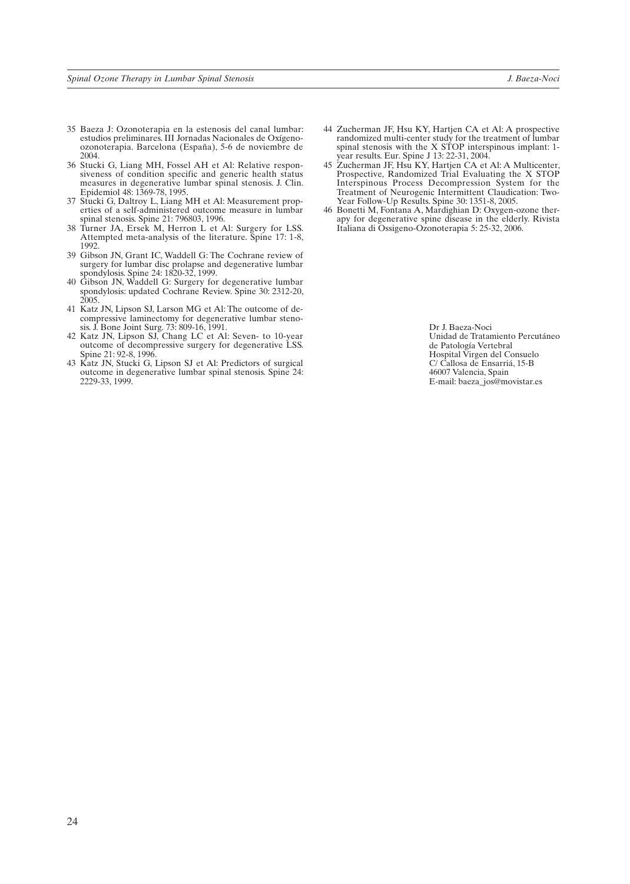35 Baeza J: Ozonoterapia en la estenosis del canal lumbar: estudios preliminares. III Jornadas Nacionales de Oxígeno-ozonoterapia. Barcelona (España), 5-6 de noviembre de 2004.
36 Stucki G, Liang MH, Fossel AH et Al: Relative responsiveness of condition specific and generic health status measures in degenerative lumbar spinal stenosis. J. Clin. Epidemiol 48: 1369-78, 1995.
37 Stucki G, Daltroy L, Liang MH et Al: Measurement properties of a self-administered outcome measure in lumbar spinal stenosis. Spine 21: 796803, 1996.
38 Turner JA, Ersek M, Herron L et Al: Surgery for LSS. Attempted meta-analysis of the literature. Spine 17: 1-8, 1992.
39 Gibson JN, Grant IC, Waddell G: The Cochrane review of surgery for lumbar disc prolapse and degenerative lumbar spondylosis. Spine 24: 1820-32, 1999.
40 Gibson JN, Waddell G: Surgery for degenerative lumbar spondylosis: updated Cochrane Review. Spine 30: 2312-20, 2005.
41 Katz JN, Lipson SJ, Larson MG et Al: The outcome of decompressive laminectomy for degenerative lumbar stenosis. J. Bone Joint Surg. 73: 809-16, 1991.
42 Katz JN, Lipson SJ, Chang LC et Al: Seven- to 10-year outcome of decompressive surgery for degenerative LSS. Spine 21: 92-8, 1996.
43 Katz JN, Stucki G, Lipson SJ et Al: Predictors of surgical outcome in degenerative lumbar spinal stenosis. Spine 24: 2229-33, 1999.
44 Zucherman JF, Hsu KY, Hartjen CA et Al: A prospective randomized multi-center study for the treatment of lumbar spinal stenosis with the X STOP interspinous implant: 1-year results. Eur. Spine J 13: 22-31, 2004.
45 Zucherman JF, Hsu KY, Hartjen CA et Al: A Multicenter, Prospective, Randomized Trial Evaluating the X STOP Interspinous Process Decompression System for the Treatment of Neurogenic Intermittent Claudication: Two-Year Follow-Up Results. Spine 30: 1351-8, 2005.
46 Bonetti M, Fontana A, Mardighian D: Oxygen-ozone therapy for degenerative spine disease in the elderly. Rivista Italiana di Ossigeno-Ozonoterapia 5: 25-32, 2006.

Dr J. Baeza-Noci
Unidad de Tratamiento Percutáneo de Patología Vertebral
Hospital Virgen del Consuelo
C/ Callosa de Ensarriá, 15-B
46007 Valencia, Spain
E-mail: baeza_jos@movistar.es